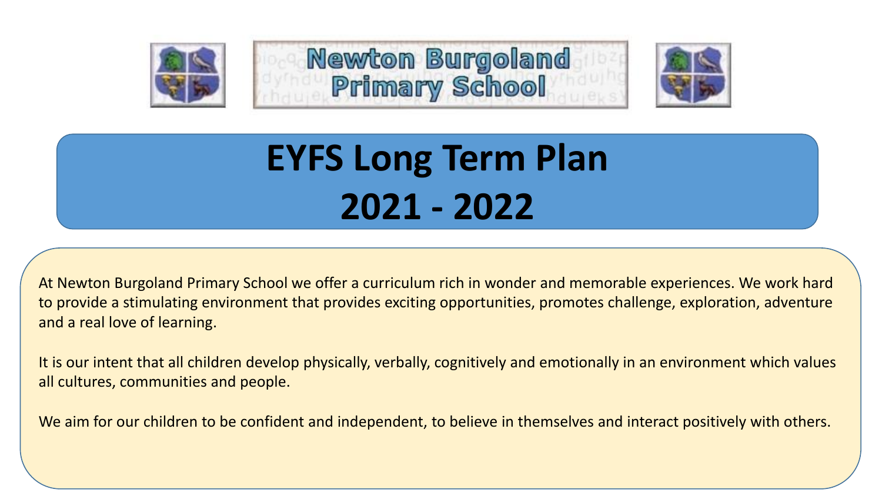Newton Burgoland Primary School

# EYFS Long Term Plan 2021 - 2022

At Newton Burgoland Primary School we offer a curriculum rich in wonder and memorable experiences. We work hard to provide a stimulating environment that provides exciting opportunities, promotes challenge, exploration, adventure and a real love of learning.

It is our intent that all children develop physically, verbally, cognitively and emotionally in an environment which values all cultures, communities and people.

We aim for our children to be confident and independent, to believe in themselves and interact positively with others.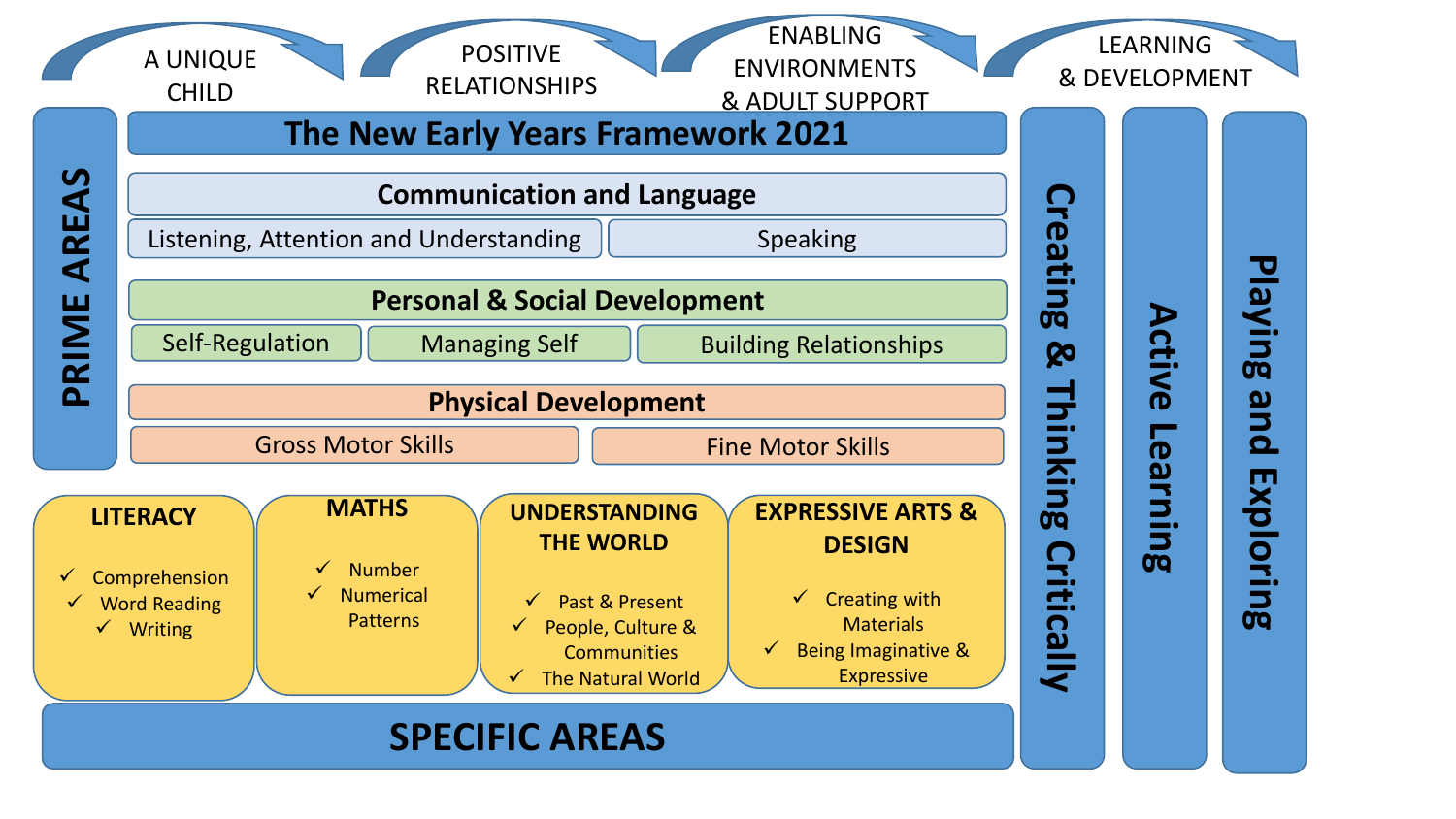A UNIQUE CHILD → POSITIVE RELATIONSHIPS → ENABLING ENVIRONMENTS & ADULT SUPPORT → LEARNING & DEVELOPMENT

# The New Early Years Framework 2021

## PRIME AREAS

### Communication and Language
- Listening, Attention and Understanding
- Speaking

### Personal & Social Development
- Self-Regulation
- Managing Self
- Building Relationships

### Physical Development
- Gross Motor Skills
- Fine Motor Skills

## SPECIFIC AREAS

### LITERACY
- ✓ Comprehension
- ✓ Word Reading
- ✓ Writing

### MATHS
- ✓ Number
- ✓ Numerical Patterns

### UNDERSTANDING THE WORLD
- ✓ Past & Present
- ✓ People, Culture & Communities
- ✓ The Natural World

### EXPRESSIVE ARTS & DESIGN
- ✓ Creating with Materials
- ✓ Being Imaginative & Expressive

**Creating & Thinking Critically**

**Active Learning**

**Playing and Exploring**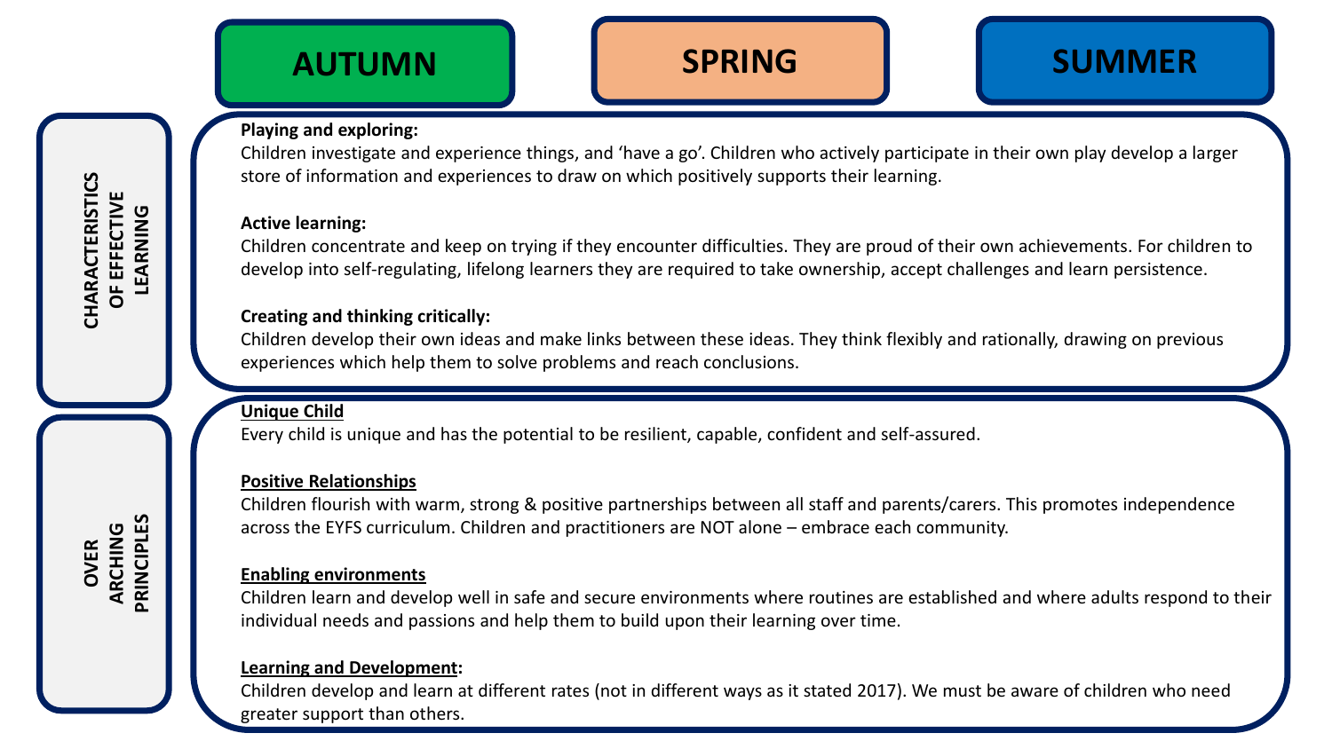| | AUTUMN | SPRING | SUMMER |
|---|---|---|---|

## CHARACTERISTICS OF EFFECTIVE LEARNING

**Playing and exploring:**
Children investigate and experience things, and 'have a go'. Children who actively participate in their own play develop a larger store of information and experiences to draw on which positively supports their learning.

**Active learning:**
Children concentrate and keep on trying if they encounter difficulties. They are proud of their own achievements. For children to develop into self-regulating, lifelong learners they are required to take ownership, accept challenges and learn persistence.

**Creating and thinking critically:**
Children develop their own ideas and make links between these ideas. They think flexibly and rationally, drawing on previous experiences which help them to solve problems and reach conclusions.

## OVER ARCHING PRINCIPLES

**Unique Child**
Every child is unique and has the potential to be resilient, capable, confident and self-assured.

**Positive Relationships**
Children flourish with warm, strong & positive partnerships between all staff and parents/carers. This promotes independence across the EYFS curriculum. Children and practitioners are NOT alone – embrace each community.

**Enabling environments**
Children learn and develop well in safe and secure environments where routines are established and where adults respond to their individual needs and passions and help them to build upon their learning over time.

**Learning and Development:**
Children develop and learn at different rates (not in different ways as it stated 2017). We must be aware of children who need greater support than others.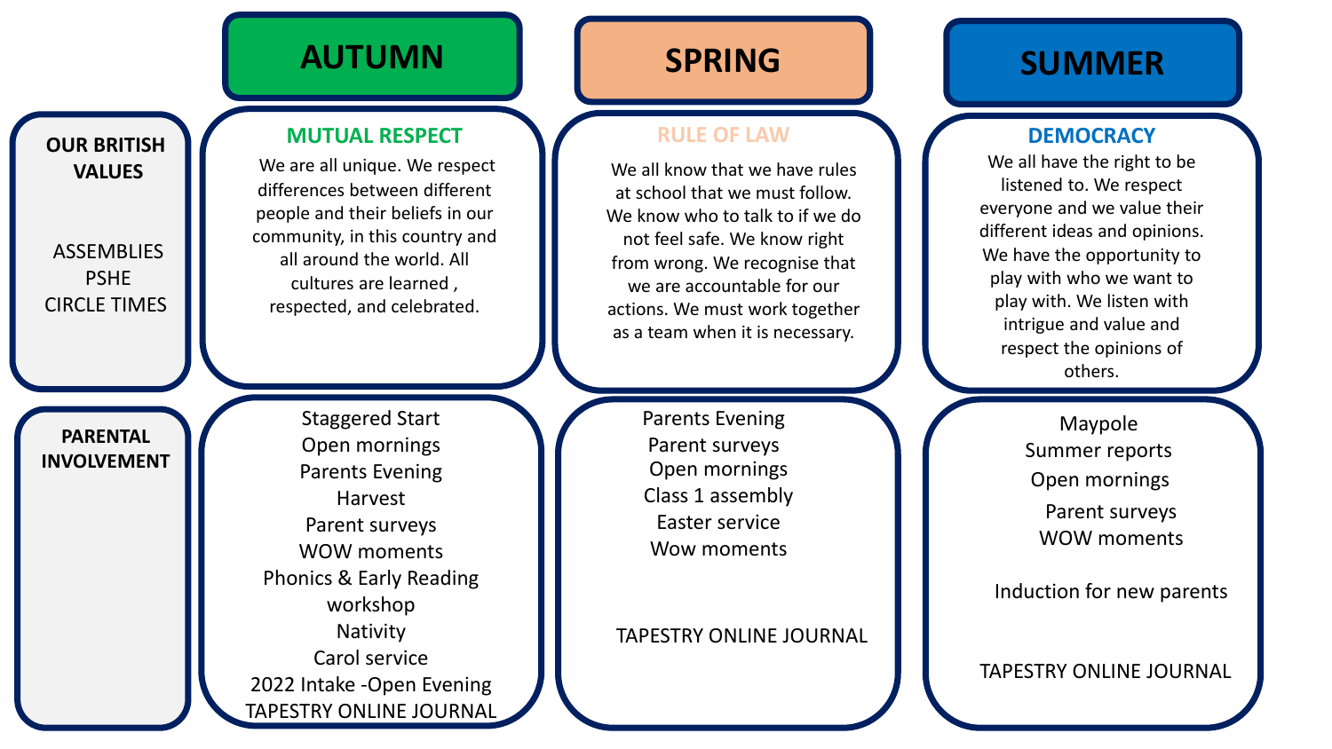| | AUTUMN | SPRING | SUMMER |
| --- | --- | --- | --- |
| **OUR BRITISH VALUES**<br><br>ASSEMBLIES<br>PSHE<br>CIRCLE TIMES | **MUTUAL RESPECT**<br>We are all unique. We respect differences between different people and their beliefs in our community, in this country and all around the world. All cultures are learned , respected, and celebrated. | **RULE OF LAW**<br>We all know that we have rules at school that we must follow. We know who to talk to if we do not feel safe. We know right from wrong. We recognise that we are accountable for our actions. We must work together as a team when it is necessary. | **DEMOCRACY**<br>We all have the right to be listened to. We respect everyone and we value their different ideas and opinions. We have the opportunity to play with who we want to play with. We listen with intrigue and value and respect the opinions of others. |
| **PARENTAL INVOLVEMENT** | Staggered Start<br>Open mornings<br>Parents Evening<br>Harvest<br>Parent surveys<br>WOW moments<br>Phonics & Early Reading workshop<br>Nativity<br>Carol service<br>2022 Intake -Open Evening<br>TAPESTRY ONLINE JOURNAL | Parents Evening<br>Parent surveys<br>Open mornings<br>Class 1 assembly<br>Easter service<br>Wow moments<br><br>TAPESTRY ONLINE JOURNAL | Maypole<br>Summer reports<br>Open mornings<br>Parent surveys<br>WOW moments<br><br>Induction for new parents<br><br>TAPESTRY ONLINE JOURNAL |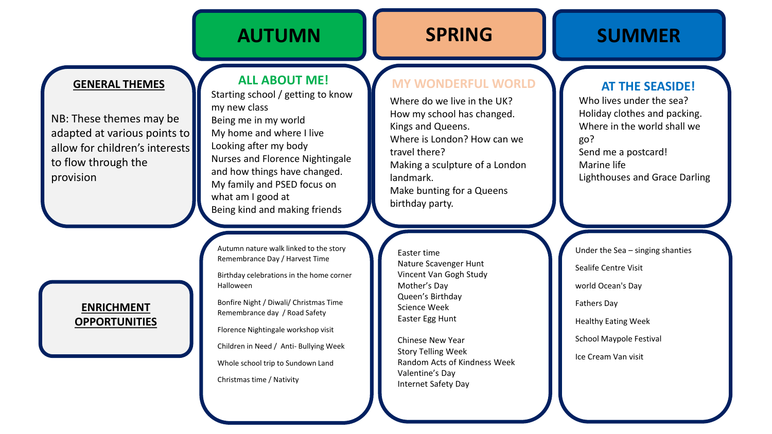| | AUTUMN | SPRING | SUMMER |
| --- | --- | --- | --- |
| **GENERAL THEMES**<br><br>NB: These themes may be adapted at various points to allow for children's interests to flow through the provision | **ALL ABOUT ME!**<br>Starting school / getting to know my new class<br>Being me in my world<br>My home and where I live<br>Looking after my body<br>Nurses and Florence Nightingale and how things have changed.<br>My family and PSED focus on what am I good at<br>Being kind and making friends | **MY WONDERFUL WORLD**<br>Where do we live in the UK?<br>How my school has changed.<br>Kings and Queens.<br>Where is London? How can we travel there?<br>Making a sculpture of a London landmark.<br>Make bunting for a Queens birthday party. | **AT THE SEASIDE!**<br>Who lives under the sea?<br>Holiday clothes and packing.<br>Where in the world shall we go?<br>Send me a postcard!<br>Marine life<br>Lighthouses and Grace Darling |
| **ENRICHMENT OPPORTUNITIES** | Autumn nature walk linked to the story<br>Remembrance Day / Harvest Time<br><br>Birthday celebrations in the home corner<br>Halloween<br><br>Bonfire Night / Diwali/ Christmas Time<br>Remembrance day / Road Safety<br><br>Florence Nightingale workshop visit<br><br>Children in Need / Anti- Bullying Week<br><br>Whole school trip to Sundown Land<br><br>Christmas time / Nativity | Easter time<br>Nature Scavenger Hunt<br>Vincent Van Gogh Study<br>Mother's Day<br>Queen's Birthday<br>Science Week<br>Easter Egg Hunt<br><br>Chinese New Year<br>Story Telling Week<br>Random Acts of Kindness Week<br>Valentine's Day<br>Internet Safety Day | Under the Sea – singing shanties<br><br>Sealife Centre Visit<br><br>world Ocean's Day<br><br>Fathers Day<br><br>Healthy Eating Week<br><br>School Maypole Festival<br><br>Ice Cream Van visit |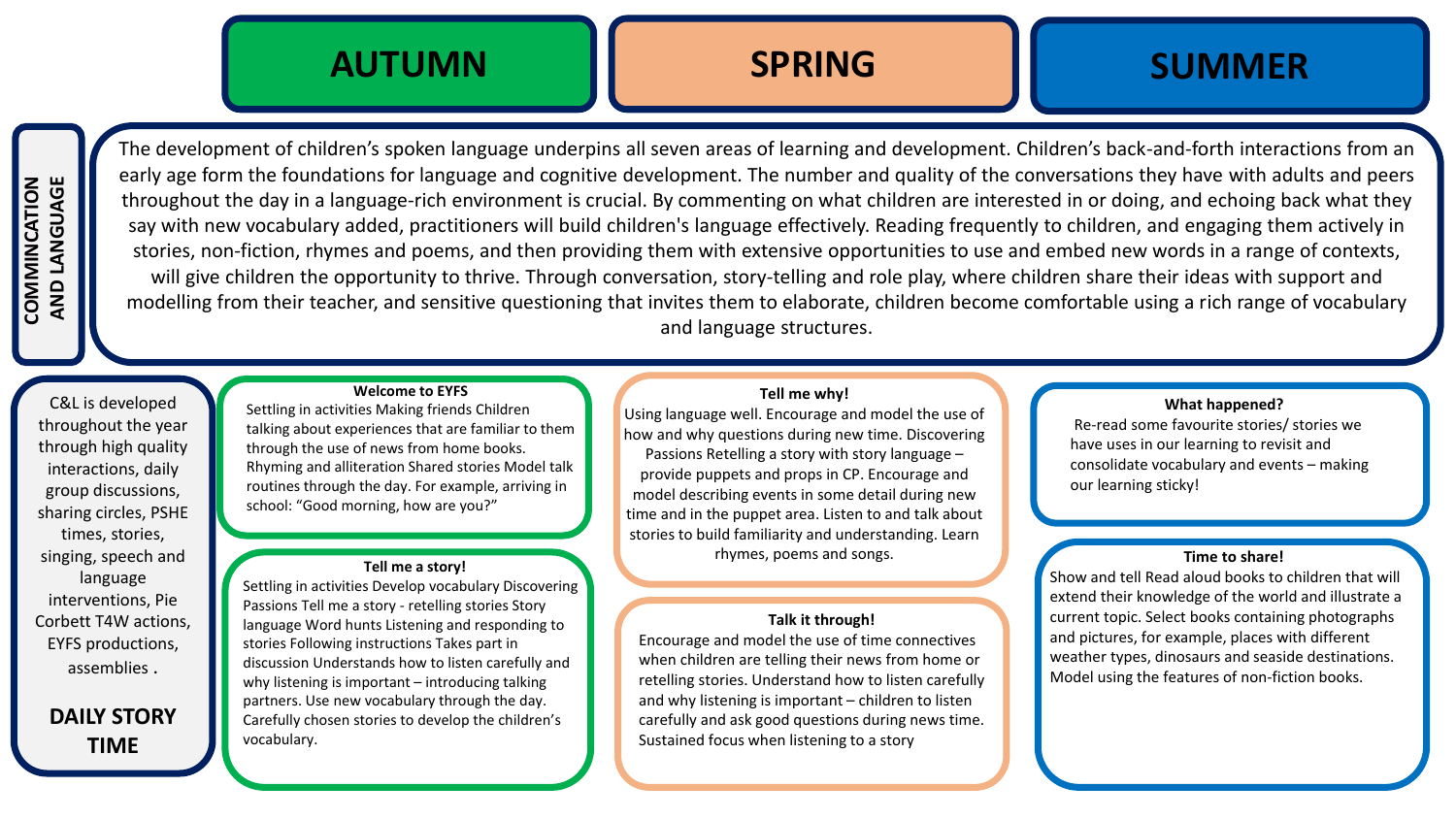## COMMINCATION AND LANGUAGE

| AUTUMN | SPRING | SUMMER |
|---|---|---|

The development of children's spoken language underpins all seven areas of learning and development. Children's back-and-forth interactions from an early age form the foundations for language and cognitive development. The number and quality of the conversations they have with adults and peers throughout the day in a language-rich environment is crucial. By commenting on what children are interested in or doing, and echoing back what they say with new vocabulary added, practitioners will build children's language effectively. Reading frequently to children, and engaging them actively in stories, non-fiction, rhymes and poems, and then providing them with extensive opportunities to use and embed new words in a range of contexts, will give children the opportunity to thrive. Through conversation, story-telling and role play, where children share their ideas with support and modelling from their teacher, and sensitive questioning that invites them to elaborate, children become comfortable using a rich range of vocabulary and language structures.

C&L is developed throughout the year through high quality interactions, daily group discussions, sharing circles, PSHE times, stories, singing, speech and language interventions, Pie Corbett T4W actions, EYFS productions, assemblies .

**DAILY STORY TIME**

### AUTUMN

**Welcome to EYFS**

Settling in activities Making friends Children talking about experiences that are familiar to them through the use of news from home books. Rhyming and alliteration Shared stories Model talk routines through the day. For example, arriving in school: "Good morning, how are you?"

**Tell me a story!**

Settling in activities Develop vocabulary Discovering Passions Tell me a story - retelling stories Story language Word hunts Listening and responding to stories Following instructions Takes part in discussion Understands how to listen carefully and why listening is important – introducing talking partners. Use new vocabulary through the day. Carefully chosen stories to develop the children's vocabulary.

### SPRING

**Tell me why!**

Using language well. Encourage and model the use of how and why questions during new time. Discovering Passions Retelling a story with story language – provide puppets and props in CP. Encourage and model describing events in some detail during new time and in the puppet area. Listen to and talk about stories to build familiarity and understanding. Learn rhymes, poems and songs.

**Talk it through!**

Encourage and model the use of time connectives when children are telling their news from home or retelling stories. Understand how to listen carefully and why listening is important – children to listen carefully and ask good questions during news time. Sustained focus when listening to a story

### SUMMER

**What happened?**

Re-read some favourite stories/ stories we have uses in our learning to revisit and consolidate vocabulary and events – making our learning sticky!

**Time to share!**

Show and tell Read aloud books to children that will extend their knowledge of the world and illustrate a current topic. Select books containing photographs and pictures, for example, places with different weather types, dinosaurs and seaside destinations. Model using the features of non-fiction books.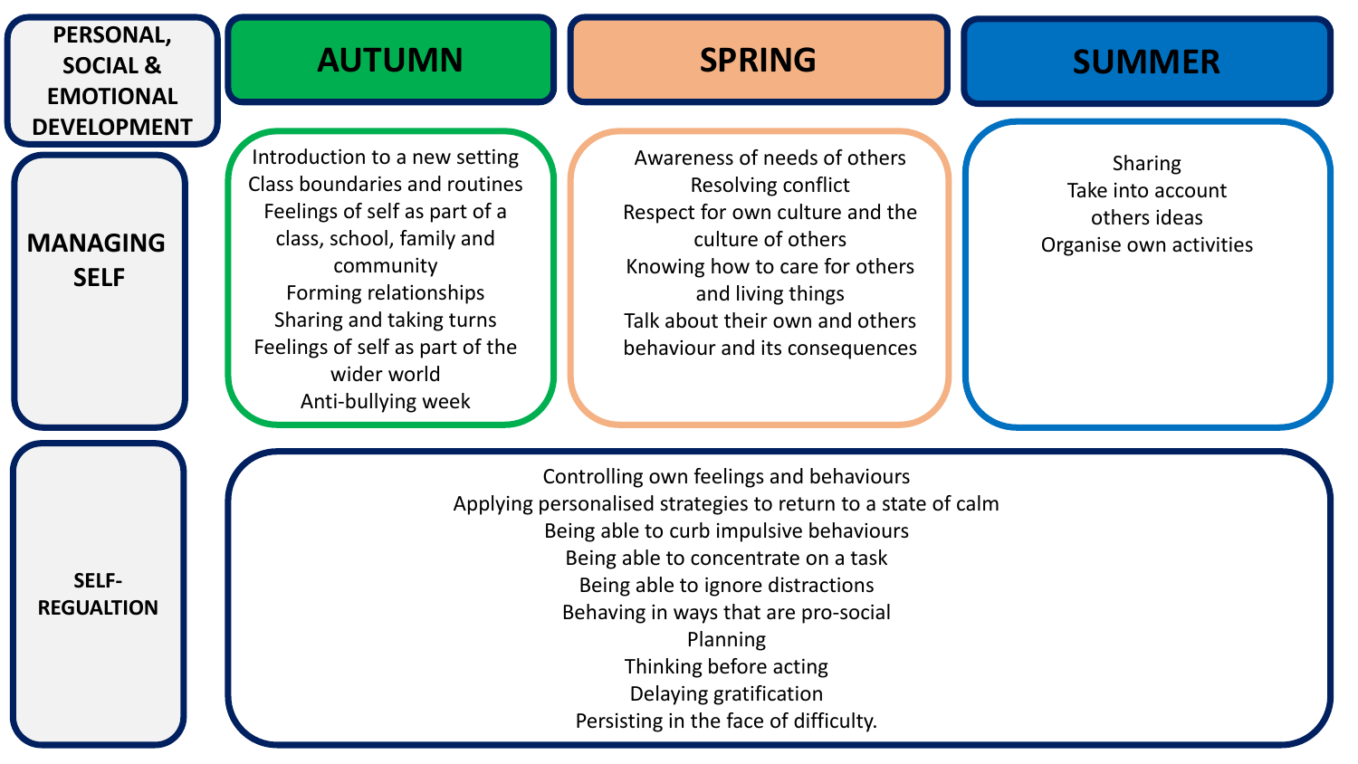| PERSONAL, SOCIAL & EMOTIONAL DEVELOPMENT | AUTUMN | SPRING | SUMMER |
| --- | --- | --- | --- |
| **MANAGING SELF** | Introduction to a new setting<br>Class boundaries and routines<br>Feelings of self as part of a class, school, family and community<br>Forming relationships<br>Sharing and taking turns<br>Feelings of self as part of the wider world<br>Anti-bullying week | Awareness of needs of others<br>Resolving conflict<br>Respect for own culture and the culture of others<br>Knowing how to care for others and living things<br>Talk about their own and others behaviour and its consequences | Sharing<br>Take into account others ideas<br>Organise own activities |
| **SELF-REGUALTION** | Controlling own feelings and behaviours<br>Applying personalised strategies to return to a state of calm<br>Being able to curb impulsive behaviours<br>Being able to concentrate on a task<br>Being able to ignore distractions<br>Behaving in ways that are pro-social<br>Planning<br>Thinking before acting<br>Delaying gratification<br>Persisting in the face of difficulty. | | |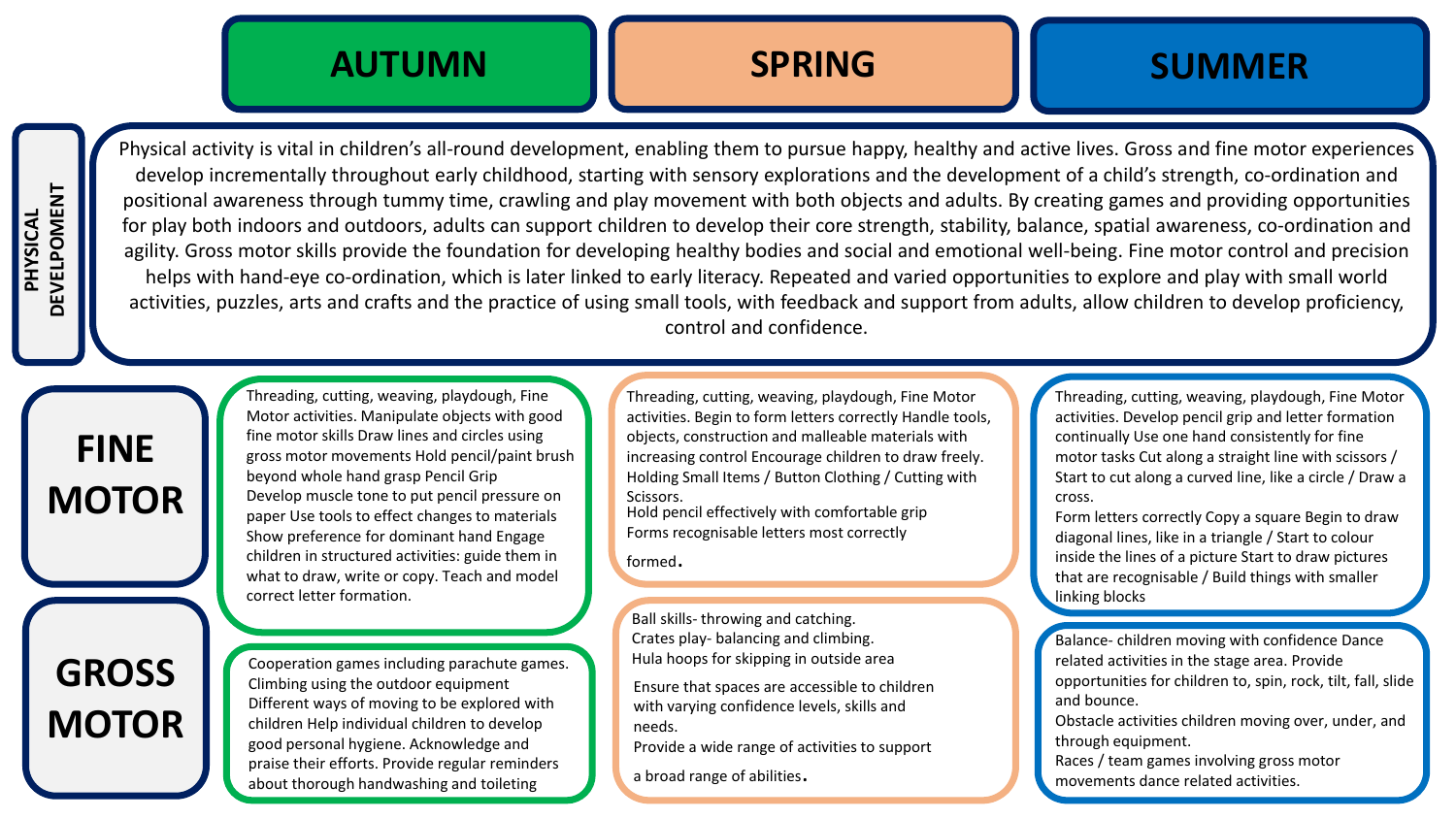| | AUTUMN | SPRING | SUMMER |
|---|---|---|---|
| **PHYSICAL DEVELPOMENT** | Physical activity is vital in children's all-round development, enabling them to pursue happy, healthy and active lives. Gross and fine motor experiences develop incrementally throughout early childhood, starting with sensory explorations and the development of a child's strength, co-ordination and positional awareness through tummy time, crawling and play movement with both objects and adults. By creating games and providing opportunities for play both indoors and outdoors, adults can support children to develop their core strength, stability, balance, spatial awareness, co-ordination and agility. Gross motor skills provide the foundation for developing healthy bodies and social and emotional well-being. Fine motor control and precision helps with hand-eye co-ordination, which is later linked to early literacy. Repeated and varied opportunities to explore and play with small world activities, puzzles, arts and crafts and the practice of using small tools, with feedback and support from adults, allow children to develop proficiency, control and confidence. | | |
| **FINE MOTOR** | Threading, cutting, weaving, playdough, Fine Motor activities. Manipulate objects with good fine motor skills Draw lines and circles using gross motor movements Hold pencil/paint brush beyond whole hand grasp Pencil Grip Develop muscle tone to put pencil pressure on paper Use tools to effect changes to materials Show preference for dominant hand Engage children in structured activities: guide them in what to draw, write or copy. Teach and model correct letter formation. | Threading, cutting, weaving, playdough, Fine Motor activities. Begin to form letters correctly Handle tools, objects, construction and malleable materials with increasing control Encourage children to draw freely. Holding Small Items / Button Clothing / Cutting with Scissors.<br>Hold pencil effectively with comfortable grip<br>Forms recognisable letters most correctly formed. | Threading, cutting, weaving, playdough, Fine Motor activities. Develop pencil grip and letter formation continually Use one hand consistently for fine motor tasks Cut along a straight line with scissors / Start to cut along a curved line, like a circle / Draw a cross.<br>Form letters correctly Copy a square Begin to draw diagonal lines, like in a triangle / Start to colour inside the lines of a picture Start to draw pictures that are recognisable / Build things with smaller linking blocks |
| **GROSS MOTOR** | Cooperation games including parachute games.<br>Climbing using the outdoor equipment<br>Different ways of moving to be explored with children Help individual children to develop good personal hygiene. Acknowledge and praise their efforts. Provide regular reminders about thorough handwashing and toileting | Ball skills- throwing and catching.<br>Crates play- balancing and climbing.<br>Hula hoops for skipping in outside area<br>Ensure that spaces are accessible to children with varying confidence levels, skills and needs.<br>Provide a wide range of activities to support a broad range of abilities. | Balance- children moving with confidence Dance related activities in the stage area. Provide opportunities for children to, spin, rock, tilt, fall, slide and bounce.<br>Obstacle activities children moving over, under, and through equipment.<br>Races / team games involving gross motor movements dance related activities. |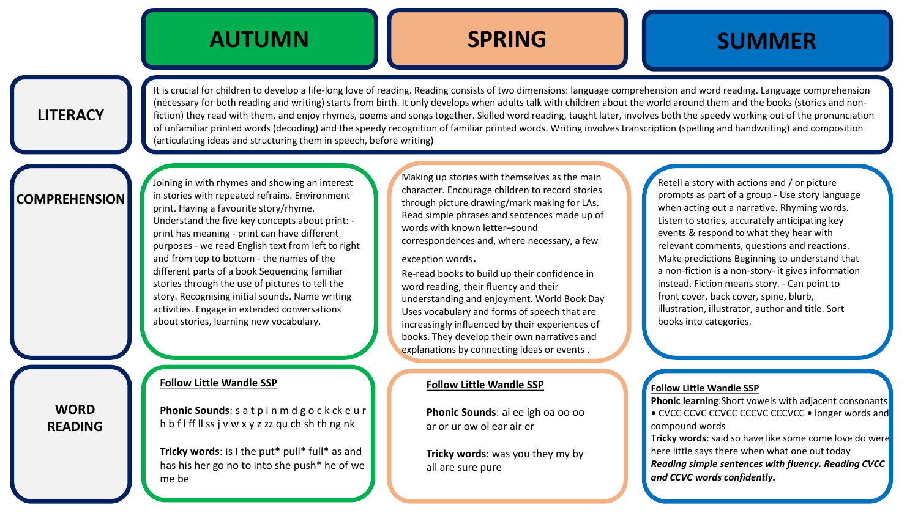| | AUTUMN | SPRING | SUMMER |
|---|---|---|---|
| **LITERACY** | It is crucial for children to develop a life-long love of reading. Reading consists of two dimensions: language comprehension and word reading. Language comprehension (necessary for both reading and writing) starts from birth. It only develops when adults talk with children about the world around them and the books (stories and non-fiction) they read with them, and enjoy rhymes, poems and songs together. Skilled word reading, taught later, involves both the speedy working out of the pronunciation of unfamiliar printed words (decoding) and the speedy recognition of familiar printed words. Writing involves transcription (spelling and handwriting) and composition (articulating ideas and structuring them in speech, before writing) | | |
| **COMPREHENSION** | Joining in with rhymes and showing an interest in stories with repeated refrains. Environment print. Having a favourite story/rhyme. Understand the five key concepts about print: - print has meaning - print can have different purposes - we read English text from left to right and from top to bottom - the names of the different parts of a book Sequencing familiar stories through the use of pictures to tell the story. Recognising initial sounds. Name writing activities. Engage in extended conversations about stories, learning new vocabulary. | Making up stories with themselves as the main character. Encourage children to record stories through picture drawing/mark making for LAs. Read simple phrases and sentences made up of words with known letter–sound correspondences and, where necessary, a few exception words. Re-read books to build up their confidence in word reading, their fluency and their understanding and enjoyment. World Book Day Uses vocabulary and forms of speech that are increasingly influenced by their experiences of books. They develop their own narratives and explanations by connecting ideas or events . | Retell a story with actions and / or picture prompts as part of a group - Use story language when acting out a narrative. Rhyming words. Listen to stories, accurately anticipating key events & respond to what they hear with relevant comments, questions and reactions. Make predictions Beginning to understand that a non-fiction is a non-story- it gives information instead. Fiction means story. - Can point to front cover, back cover, spine, blurb, illustration, illustrator, author and title. Sort books into categories. |
| **WORD READING** | **Follow Little Wandle SSP**<br><br>**Phonic Sounds**: s a t p i n m d g o c k ck e u r h b f l ff ll ss j v w x y z zz qu ch sh th ng nk<br><br>**Tricky words**: is I the put* pull* full* as and has his her go no to into she push* he of we me be | **Follow Little Wandle SSP**<br><br>**Phonic Sounds**: ai ee igh oa oo oo ar or ur ow oi ear air er<br><br>**Tricky words**: was you they my by all are sure pure | **Follow Little Wandle SSP**<br>**Phonic learning**:Short vowels with adjacent consonants • CVCC CCVC CCVCC CCCVC CCCVCC • longer words and compound words<br>**Tricky words**: said so have like some come love do were here little says there when what one out today<br>***Reading simple sentences with fluency. Reading CVCC and CCVC words confidently.*** |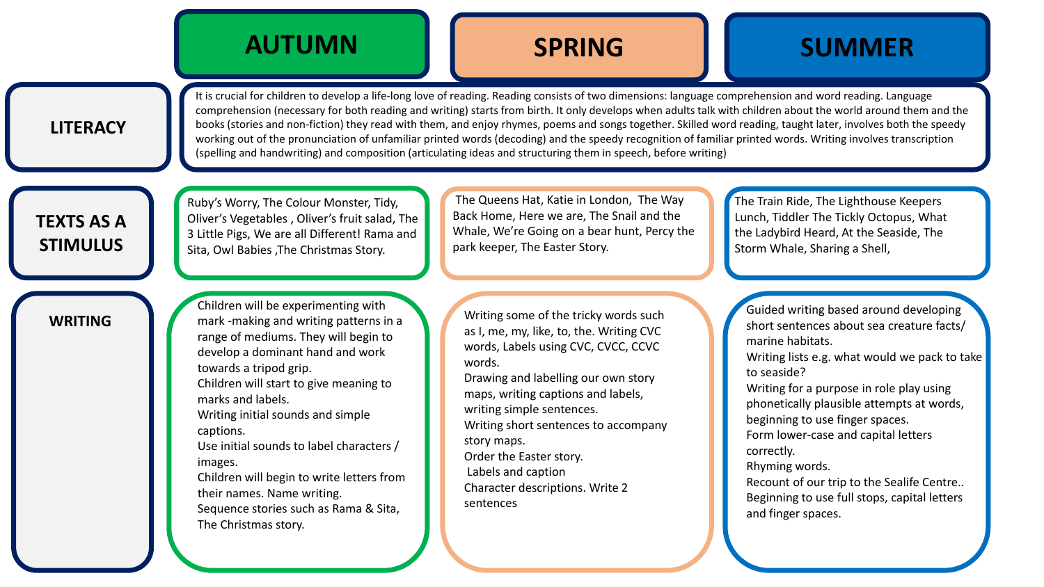| | AUTUMN | SPRING | SUMMER |
|---|---|---|---|
| **LITERACY** | It is crucial for children to develop a life-long love of reading. Reading consists of two dimensions: language comprehension and word reading. Language comprehension (necessary for both reading and writing) starts from birth. It only develops when adults talk with children about the world around them and the books (stories and non-fiction) they read with them, and enjoy rhymes, poems and songs together. Skilled word reading, taught later, involves both the speedy working out of the pronunciation of unfamiliar printed words (decoding) and the speedy recognition of familiar printed words. Writing involves transcription (spelling and handwriting) and composition (articulating ideas and structuring them in speech, before writing) | | |
| **TEXTS AS A STIMULUS** | Ruby's Worry, The Colour Monster, Tidy, Oliver's Vegetables , Oliver's fruit salad, The 3 Little Pigs, We are all Different! Rama and Sita, Owl Babies ,The Christmas Story. | The Queens Hat, Katie in London, The Way Back Home, Here we are, The Snail and the Whale, We're Going on a bear hunt, Percy the park keeper, The Easter Story. | The Train Ride, The Lighthouse Keepers Lunch, Tiddler The Tickly Octopus, What the Ladybird Heard, At the Seaside, The Storm Whale, Sharing a Shell, |
| **WRITING** | Children will be experimenting with mark -making and writing patterns in a range of mediums. They will begin to develop a dominant hand and work towards a tripod grip.<br>Children will start to give meaning to marks and labels.<br>Writing initial sounds and simple captions.<br>Use initial sounds to label characters / images.<br>Children will begin to write letters from their names. Name writing.<br>Sequence stories such as Rama & Sita, The Christmas story. | Writing some of the tricky words such as I, me, my, like, to, the. Writing CVC words, Labels using CVC, CVCC, CCVC words.<br>Drawing and labelling our own story maps, writing captions and labels, writing simple sentences.<br>Writing short sentences to accompany story maps.<br>Order the Easter story.<br>Labels and caption<br>Character descriptions. Write 2 sentences | Guided writing based around developing short sentences about sea creature facts/ marine habitats.<br>Writing lists e.g. what would we pack to take to seaside?<br>Writing for a purpose in role play using phonetically plausible attempts at words, beginning to use finger spaces.<br>Form lower-case and capital letters correctly.<br>Rhyming words.<br>Recount of our trip to the Sealife Centre..<br>Beginning to use full stops, capital letters and finger spaces. |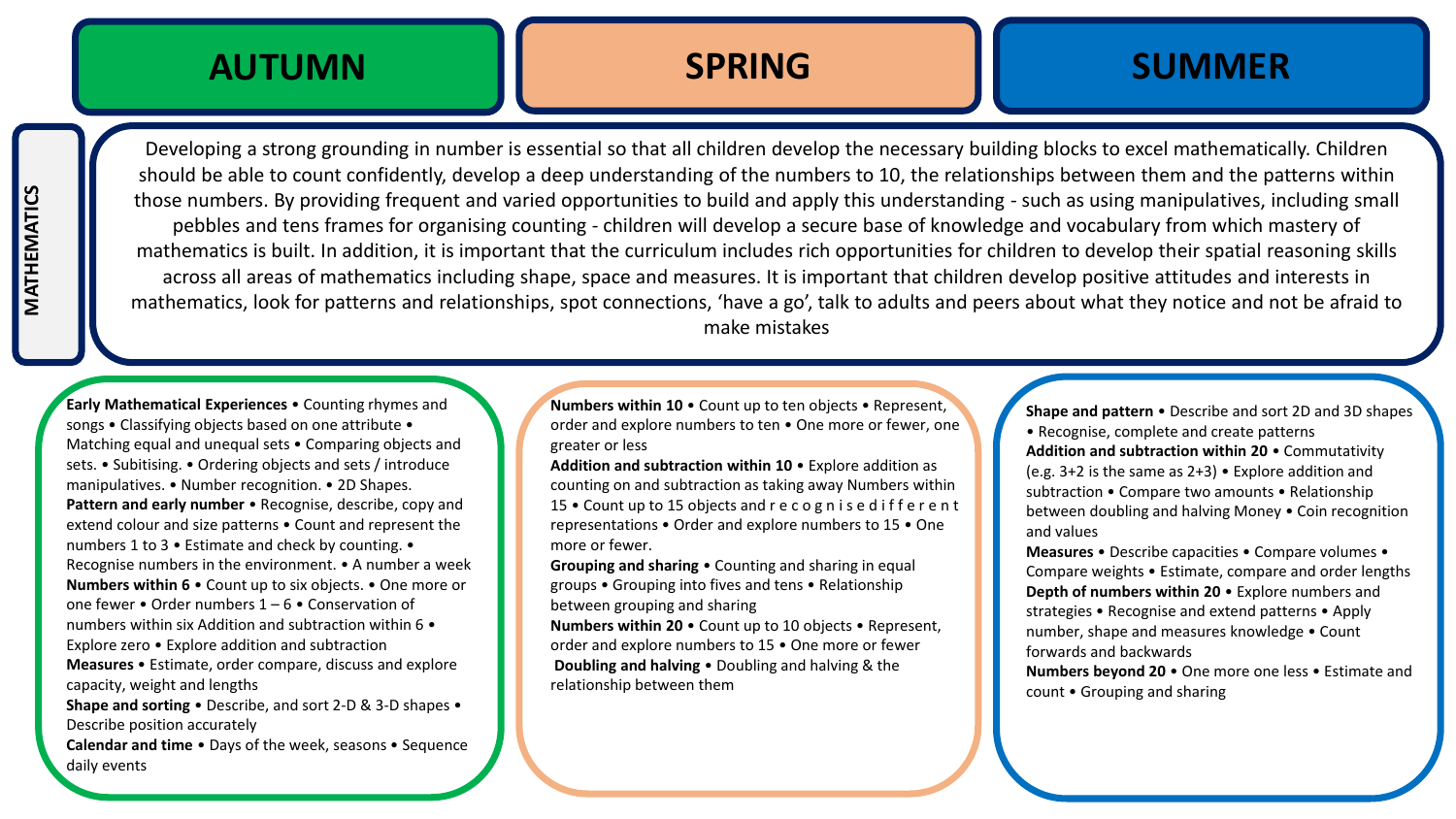# MATHEMATICS

| AUTUMN | SPRING | SUMMER |
| --- | --- | --- |

Developing a strong grounding in number is essential so that all children develop the necessary building blocks to excel mathematically. Children should be able to count confidently, develop a deep understanding of the numbers to 10, the relationships between them and the patterns within those numbers. By providing frequent and varied opportunities to build and apply this understanding - such as using manipulatives, including small pebbles and tens frames for organising counting - children will develop a secure base of knowledge and vocabulary from which mastery of mathematics is built. In addition, it is important that the curriculum includes rich opportunities for children to develop their spatial reasoning skills across all areas of mathematics including shape, space and measures. It is important that children develop positive attitudes and interests in mathematics, look for patterns and relationships, spot connections, 'have a go', talk to adults and peers about what they notice and not be afraid to make mistakes

## AUTUMN

**Early Mathematical Experiences** • Counting rhymes and songs • Classifying objects based on one attribute • Matching equal and unequal sets • Comparing objects and sets. • Subitising. • Ordering objects and sets / introduce manipulatives. • Number recognition. • 2D Shapes.
**Pattern and early number** • Recognise, describe, copy and extend colour and size patterns • Count and represent the numbers 1 to 3 • Estimate and check by counting. • Recognise numbers in the environment. • A number a week
**Numbers within 6** • Count up to six objects. • One more or one fewer • Order numbers 1 – 6 • Conservation of numbers within six Addition and subtraction within 6 • Explore zero • Explore addition and subtraction
**Measures** • Estimate, order compare, discuss and explore capacity, weight and lengths
**Shape and sorting** • Describe, and sort 2-D & 3-D shapes • Describe position accurately
**Calendar and time** • Days of the week, seasons • Sequence daily events

## SPRING

**Numbers within 10** • Count up to ten objects • Represent, order and explore numbers to ten • One more or fewer, one greater or less
**Addition and subtraction within 10** • Explore addition as counting on and subtraction as taking away Numbers within 15 • Count up to 15 objects and recognise different representations • Order and explore numbers to 15 • One more or fewer.
**Grouping and sharing** • Counting and sharing in equal groups • Grouping into fives and tens • Relationship between grouping and sharing
**Numbers within 20** • Count up to 10 objects • Represent, order and explore numbers to 15 • One more or fewer
**Doubling and halving** • Doubling and halving & the relationship between them

## SUMMER

**Shape and pattern** • Describe and sort 2D and 3D shapes • Recognise, complete and create patterns
**Addition and subtraction within 20** • Commutativity (e.g. 3+2 is the same as 2+3) • Explore addition and subtraction • Compare two amounts • Relationship between doubling and halving Money • Coin recognition and values
**Measures** • Describe capacities • Compare volumes • Compare weights • Estimate, compare and order lengths
**Depth of numbers within 20** • Explore numbers and strategies • Recognise and extend patterns • Apply number, shape and measures knowledge • Count forwards and backwards
**Numbers beyond 20** • One more one less • Estimate and count • Grouping and sharing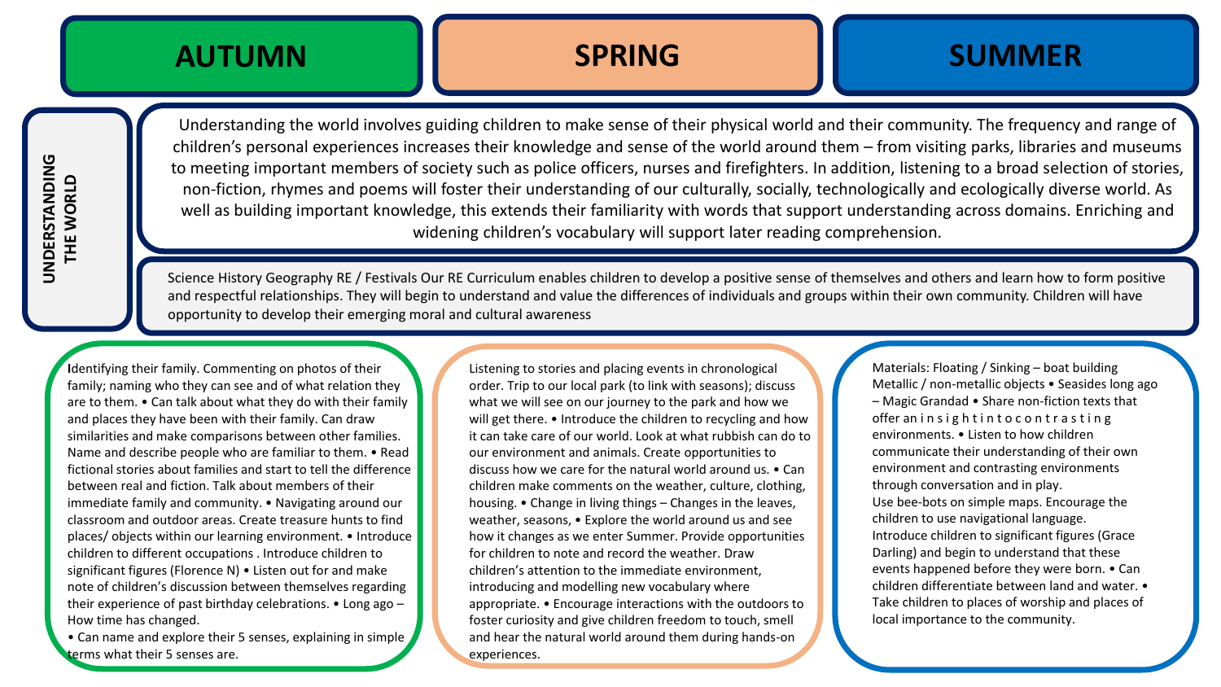# UNDERSTANDING THE WORLD

| AUTUMN | SPRING | SUMMER |
|---|---|---|

Understanding the world involves guiding children to make sense of their physical world and their community. The frequency and range of children's personal experiences increases their knowledge and sense of the world around them – from visiting parks, libraries and museums to meeting important members of society such as police officers, nurses and firefighters. In addition, listening to a broad selection of stories, non-fiction, rhymes and poems will foster their understanding of our culturally, socially, technologically and ecologically diverse world. As well as building important knowledge, this extends their familiarity with words that support understanding across domains. Enriching and widening children's vocabulary will support later reading comprehension.

Science History Geography RE / Festivals Our RE Curriculum enables children to develop a positive sense of themselves and others and learn how to form positive and respectful relationships. They will begin to understand and value the differences of individuals and groups within their own community. Children will have opportunity to develop their emerging moral and cultural awareness

## AUTUMN

Identifying their family. Commenting on photos of their family; naming who they can see and of what relation they are to them. • Can talk about what they do with their family and places they have been with their family. Can draw similarities and make comparisons between other families. Name and describe people who are familiar to them. • Read fictional stories about families and start to tell the difference between real and fiction. Talk about members of their immediate family and community. • Navigating around our classroom and outdoor areas. Create treasure hunts to find places/ objects within our learning environment. • Introduce children to different occupations . Introduce children to significant figures (Florence N) • Listen out for and make note of children's discussion between themselves regarding their experience of past birthday celebrations. • Long ago – How time has changed.

• Can name and explore their 5 senses, explaining in simple terms what their 5 senses are.

## SPRING

Listening to stories and placing events in chronological order. Trip to our local park (to link with seasons); discuss what we will see on our journey to the park and how we will get there. • Introduce the children to recycling and how it can take care of our world. Look at what rubbish can do to our environment and animals. Create opportunities to discuss how we care for the natural world around us. • Can children make comments on the weather, culture, clothing, housing. • Change in living things – Changes in the leaves, weather, seasons, • Explore the world around us and see how it changes as we enter Summer. Provide opportunities for children to note and record the weather. Draw children's attention to the immediate environment, introducing and modelling new vocabulary where appropriate. • Encourage interactions with the outdoors to foster curiosity and give children freedom to touch, smell and hear the natural world around them during hands-on experiences.

## SUMMER

Materials: Floating / Sinking – boat building Metallic / non-metallic objects • Seasides long ago – Magic Grandad • Share non-fiction texts that offer an insight into contrasting environments. • Listen to how children communicate their understanding of their own environment and contrasting environments through conversation and in play.

Use bee-bots on simple maps. Encourage the children to use navigational language.

Introduce children to significant figures (Grace Darling) and begin to understand that these events happened before they were born. • Can children differentiate between land and water. • Take children to places of worship and places of local importance to the community.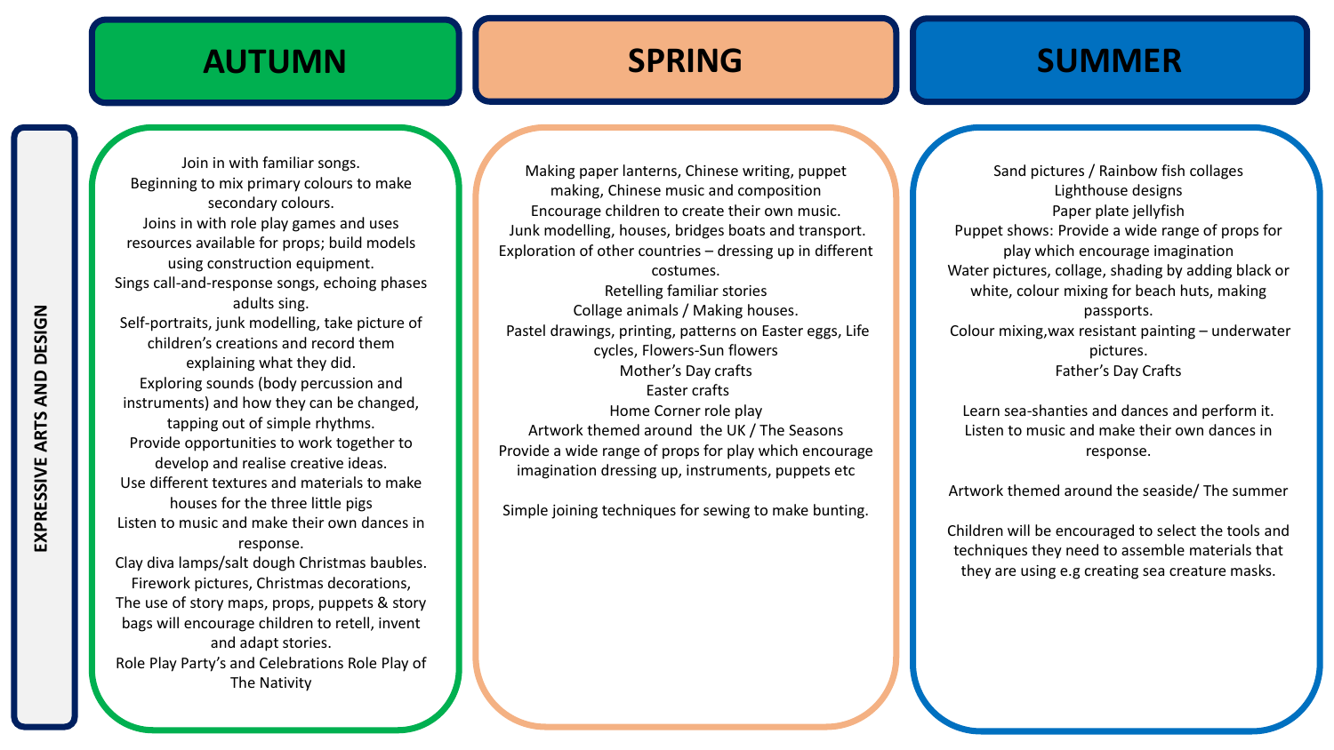# EXPRESSIVE ARTS AND DESIGN

| AUTUMN | SPRING | SUMMER |
| --- | --- | --- |
| Join in with familiar songs.<br>Beginning to mix primary colours to make secondary colours.<br>Joins in with role play games and uses resources available for props; build models using construction equipment.<br>Sings call-and-response songs, echoing phases adults sing.<br>Self-portraits, junk modelling, take picture of children's creations and record them explaining what they did.<br>Exploring sounds (body percussion and instruments) and how they can be changed, tapping out of simple rhythms.<br>Provide opportunities to work together to develop and realise creative ideas.<br>Use different textures and materials to make houses for the three little pigs<br>Listen to music and make their own dances in response.<br>Clay diva lamps/salt dough Christmas baubles.<br>Firework pictures, Christmas decorations,<br>The use of story maps, props, puppets & story bags will encourage children to retell, invent and adapt stories.<br>Role Play Party's and Celebrations Role Play of The Nativity | Making paper lanterns, Chinese writing, puppet making, Chinese music and composition<br>Encourage children to create their own music.<br>Junk modelling, houses, bridges boats and transport.<br>Exploration of other countries – dressing up in different costumes.<br>Retelling familiar stories<br>Collage animals / Making houses.<br>Pastel drawings, printing, patterns on Easter eggs, Life cycles, Flowers-Sun flowers<br>Mother's Day crafts<br>Easter crafts<br>Home Corner role play<br>Artwork themed around the UK / The Seasons<br>Provide a wide range of props for play which encourage imagination dressing up, instruments, puppets etc<br><br>Simple joining techniques for sewing to make bunting. | Sand pictures / Rainbow fish collages<br>Lighthouse designs<br>Paper plate jellyfish<br>Puppet shows: Provide a wide range of props for play which encourage imagination<br>Water pictures, collage, shading by adding black or white, colour mixing for beach huts, making passports.<br>Colour mixing,wax resistant painting – underwater pictures.<br>Father's Day Crafts<br><br>Learn sea-shanties and dances and perform it.<br>Listen to music and make their own dances in response.<br><br>Artwork themed around the seaside/ The summer<br><br>Children will be encouraged to select the tools and techniques they need to assemble materials that they are using e.g creating sea creature masks. |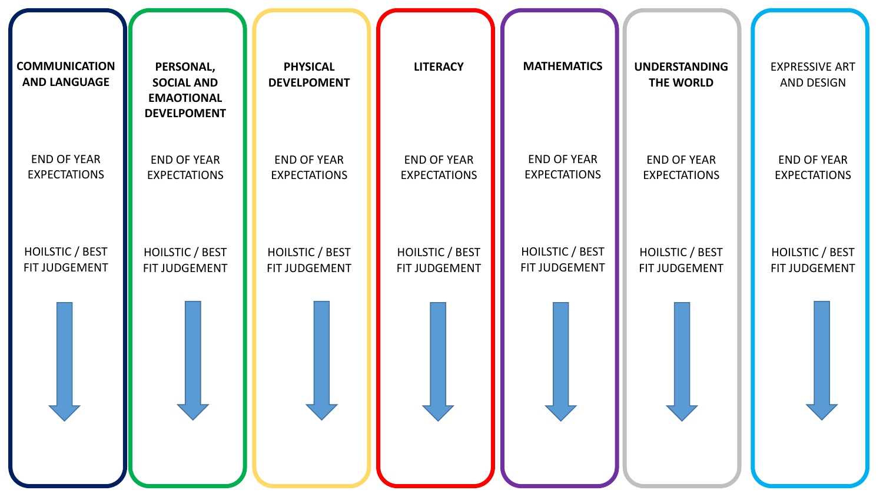| COMMUNICATION AND LANGUAGE | PERSONAL, SOCIAL AND EMAOTIONAL DEVELPOMENT | PHYSICAL DEVELPOMENT | LITERACY | MATHEMATICS | UNDERSTANDING THE WORLD | EXPRESSIVE ART AND DESIGN |
| --- | --- | --- | --- | --- | --- | --- |
| END OF YEAR EXPECTATIONS | END OF YEAR EXPECTATIONS | END OF YEAR EXPECTATIONS | END OF YEAR EXPECTATIONS | END OF YEAR EXPECTATIONS | END OF YEAR EXPECTATIONS | END OF YEAR EXPECTATIONS |
| HOILSTIC / BEST FIT JUDGEMENT | HOILSTIC / BEST FIT JUDGEMENT | HOILSTIC / BEST FIT JUDGEMENT | HOILSTIC / BEST FIT JUDGEMENT | HOILSTIC / BEST FIT JUDGEMENT | HOILSTIC / BEST FIT JUDGEMENT | HOILSTIC / BEST FIT JUDGEMENT |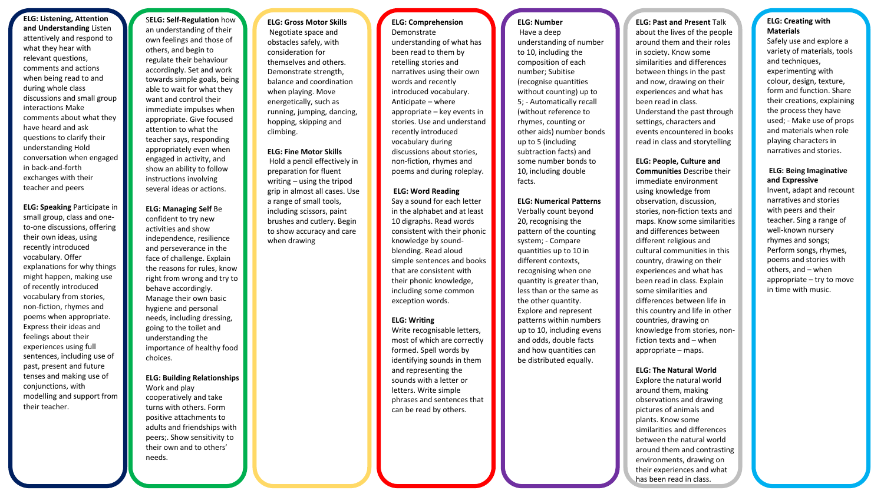**ELG: Listening, Attention and Understanding** Listen attentively and respond to what they hear with relevant questions, comments and actions when being read to and during whole class discussions and small group interactions Make comments about what they have heard and ask questions to clarify their understanding Hold conversation when engaged in back-and-forth exchanges with their teacher and peers

**ELG: Speaking** Participate in small group, class and one-to-one discussions, offering their own ideas, using recently introduced vocabulary. Offer explanations for why things might happen, making use of recently introduced vocabulary from stories, non-fiction, rhymes and poems when appropriate. Express their ideas and feelings about their experiences using full sentences, including use of past, present and future tenses and making use of conjunctions, with modelling and support from their teacher.

S**ELG: Self-Regulation** how an understanding of their own feelings and those of others, and begin to regulate their behaviour accordingly. Set and work towards simple goals, being able to wait for what they want and control their immediate impulses when appropriate. Give focused attention to what the teacher says, responding appropriately even when engaged in activity, and show an ability to follow instructions involving several ideas or actions.

**ELG: Managing Self** Be confident to try new activities and show independence, resilience and perseverance in the face of challenge. Explain the reasons for rules, know right from wrong and try to behave accordingly. Manage their own basic hygiene and personal needs, including dressing, going to the toilet and understanding the importance of healthy food choices.

**ELG: Building Relationships** Work and play cooperatively and take turns with others. Form positive attachments to adults and friendships with peers;. Show sensitivity to their own and to others' needs.

**ELG: Gross Motor Skills** Negotiate space and obstacles safely, with consideration for themselves and others. Demonstrate strength, balance and coordination when playing. Move energetically, such as running, jumping, dancing, hopping, skipping and climbing.

**ELG: Fine Motor Skills** Hold a pencil effectively in preparation for fluent writing – using the tripod grip in almost all cases. Use a range of small tools, including scissors, paint brushes and cutlery. Begin to show accuracy and care when drawing

**ELG: Comprehension** Demonstrate understanding of what has been read to them by retelling stories and narratives using their own words and recently introduced vocabulary. Anticipate – where appropriate – key events in stories. Use and understand recently introduced vocabulary during discussions about stories, non-fiction, rhymes and poems and during roleplay.

**ELG: Word Reading** Say a sound for each letter in the alphabet and at least 10 digraphs. Read words consistent with their phonic knowledge by sound-blending. Read aloud simple sentences and books that are consistent with their phonic knowledge, including some common exception words.

**ELG: Writing** Write recognisable letters, most of which are correctly formed. Spell words by identifying sounds in them and representing the sounds with a letter or letters. Write simple phrases and sentences that can be read by others.

**ELG: Number** Have a deep understanding of number to 10, including the composition of each number; Subitise (recognise quantities without counting) up to 5; - Automatically recall (without reference to rhymes, counting or other aids) number bonds up to 5 (including subtraction facts) and some number bonds to 10, including double facts.

**ELG: Numerical Patterns** Verbally count beyond 20, recognising the pattern of the counting system; - Compare quantities up to 10 in different contexts, recognising when one quantity is greater than, less than or the same as the other quantity. Explore and represent patterns within numbers up to 10, including evens and odds, double facts and how quantities can be distributed equally.

**ELG: Past and Present** Talk about the lives of the people around them and their roles in society. Know some similarities and differences between things in the past and now, drawing on their experiences and what has been read in class. Understand the past through settings, characters and events encountered in books read in class and storytelling

**ELG: People, Culture and Communities** Describe their immediate environment using knowledge from observation, discussion, stories, non-fiction texts and maps. Know some similarities and differences between different religious and cultural communities in this country, drawing on their experiences and what has been read in class. Explain some similarities and differences between life in this country and life in other countries, drawing on knowledge from stories, non-fiction texts and – when appropriate – maps.

**ELG: The Natural World** Explore the natural world around them, making observations and drawing pictures of animals and plants. Know some similarities and differences between the natural world around them and contrasting environments, drawing on their experiences and what has been read in class.

**ELG: Creating with Materials** Safely use and explore a variety of materials, tools and techniques, experimenting with colour, design, texture, form and function. Share their creations, explaining the process they have used; - Make use of props and materials when role playing characters in narratives and stories.

**ELG: Being Imaginative and Expressive** Invent, adapt and recount narratives and stories with peers and their teacher. Sing a range of well-known nursery rhymes and songs; Perform songs, rhymes, poems and stories with others, and – when appropriate – try to move in time with music.